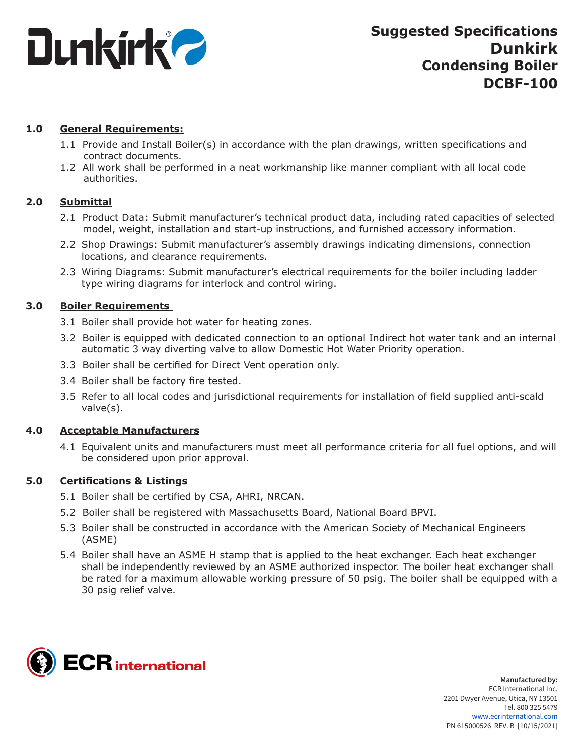# Suggested Specifications Dunkirk Condensing Boiler DCBF-100

## 1.0 General Requirements:

1.1 Provide and Install Boiler(s) in accordance with the plan drawings, written specifications and contract documents.

1.2 All work shall be performed in a neat workmanship like manner compliant with all local code authorities.

## 2.0 Submittal

2.1 Product Data: Submit manufacturer's technical product data, including rated capacities of selected model, weight, installation and start-up instructions, and furnished accessory information.

2.2 Shop Drawings: Submit manufacturer's assembly drawings indicating dimensions, connection locations, and clearance requirements.

2.3 Wiring Diagrams: Submit manufacturer's electrical requirements for the boiler including ladder type wiring diagrams for interlock and control wiring.

## 3.0 Boiler Requirements

3.1 Boiler shall provide hot water for heating zones.

3.2 Boiler is equipped with dedicated connection to an optional Indirect hot water tank and an internal automatic 3 way diverting valve to allow Domestic Hot Water Priority operation.

3.3 Boiler shall be certified for Direct Vent operation only.

3.4 Boiler shall be factory fire tested.

3.5 Refer to all local codes and jurisdictional requirements for installation of field supplied anti-scald valve(s).

## 4.0 Acceptable Manufacturers

4.1 Equivalent units and manufacturers must meet all performance criteria for all fuel options, and will be considered upon prior approval.

## 5.0 Certifications & Listings

5.1 Boiler shall be certified by CSA, AHRI, NRCAN.

5.2 Boiler shall be registered with Massachusetts Board, National Board BPVI.

5.3 Boiler shall be constructed in accordance with the American Society of Mechanical Engineers (ASME)

5.4 Boiler shall have an ASME H stamp that is applied to the heat exchanger. Each heat exchanger shall be independently reviewed by an ASME authorized inspector. The boiler heat exchanger shall be rated for a maximum allowable working pressure of 50 psig. The boiler shall be equipped with a 30 psig relief valve.

**Manufactured by:**
ECR International Inc.
2201 Dwyer Avenue, Utica, NY 13501
Tel. 800 325 5479
www.ecrinternational.com
PN 615000526 REV. B [10/15/2021]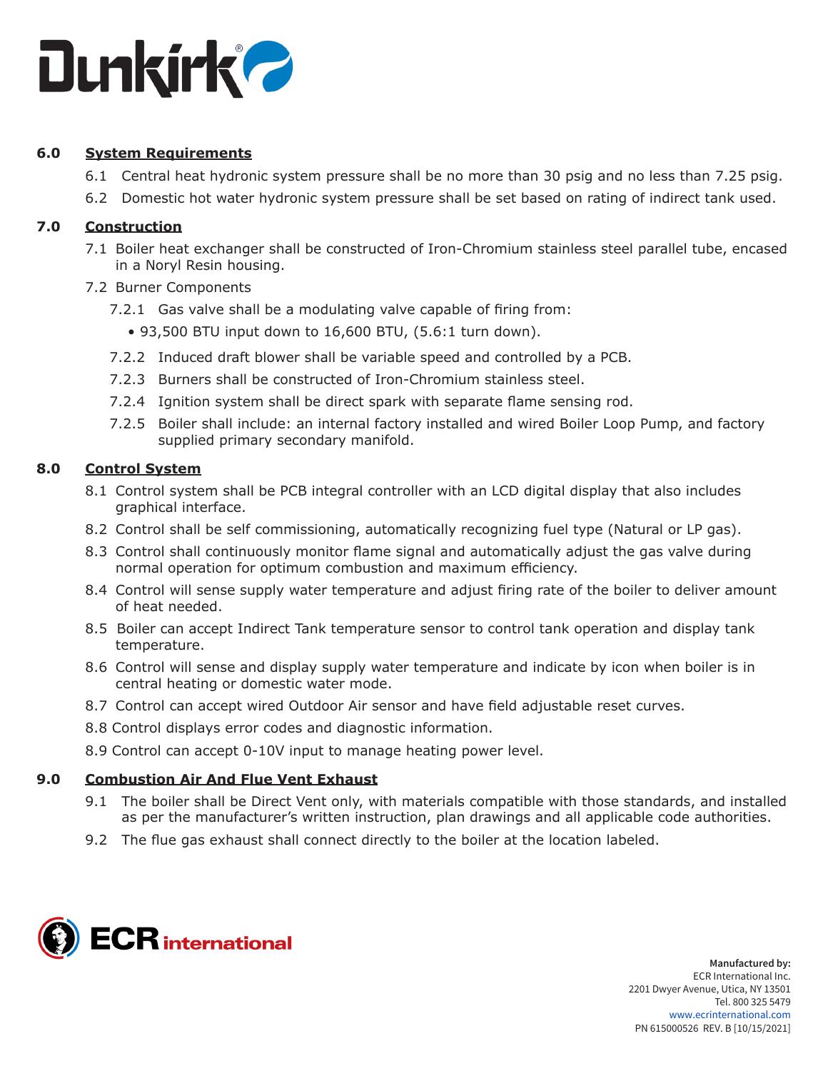## 6.0 System Requirements

6.1 Central heat hydronic system pressure shall be no more than 30 psig and no less than 7.25 psig.

6.2 Domestic hot water hydronic system pressure shall be set based on rating of indirect tank used.

## 7.0 Construction

7.1 Boiler heat exchanger shall be constructed of Iron-Chromium stainless steel parallel tube, encased in a Noryl Resin housing.

7.2 Burner Components

7.2.1 Gas valve shall be a modulating valve capable of firing from:

- 93,500 BTU input down to 16,600 BTU, (5.6:1 turn down).

7.2.2 Induced draft blower shall be variable speed and controlled by a PCB.

7.2.3 Burners shall be constructed of Iron-Chromium stainless steel.

7.2.4 Ignition system shall be direct spark with separate flame sensing rod.

7.2.5 Boiler shall include: an internal factory installed and wired Boiler Loop Pump, and factory supplied primary secondary manifold.

## 8.0 Control System

8.1 Control system shall be PCB integral controller with an LCD digital display that also includes graphical interface.

8.2 Control shall be self commissioning, automatically recognizing fuel type (Natural or LP gas).

8.3 Control shall continuously monitor flame signal and automatically adjust the gas valve during normal operation for optimum combustion and maximum efficiency.

8.4 Control will sense supply water temperature and adjust firing rate of the boiler to deliver amount of heat needed.

8.5 Boiler can accept Indirect Tank temperature sensor to control tank operation and display tank temperature.

8.6 Control will sense and display supply water temperature and indicate by icon when boiler is in central heating or domestic water mode.

8.7 Control can accept wired Outdoor Air sensor and have field adjustable reset curves.

8.8 Control displays error codes and diagnostic information.

8.9 Control can accept 0-10V input to manage heating power level.

## 9.0 Combustion Air And Flue Vent Exhaust

9.1 The boiler shall be Direct Vent only, with materials compatible with those standards, and installed as per the manufacturer's written instruction, plan drawings and all applicable code authorities.

9.2 The flue gas exhaust shall connect directly to the boiler at the location labeled.

**Manufactured by:**
ECR International Inc.
2201 Dwyer Avenue, Utica, NY 13501
Tel. 800 325 5479
www.ecrinternational.com
PN 615000526 REV. B [10/15/2021]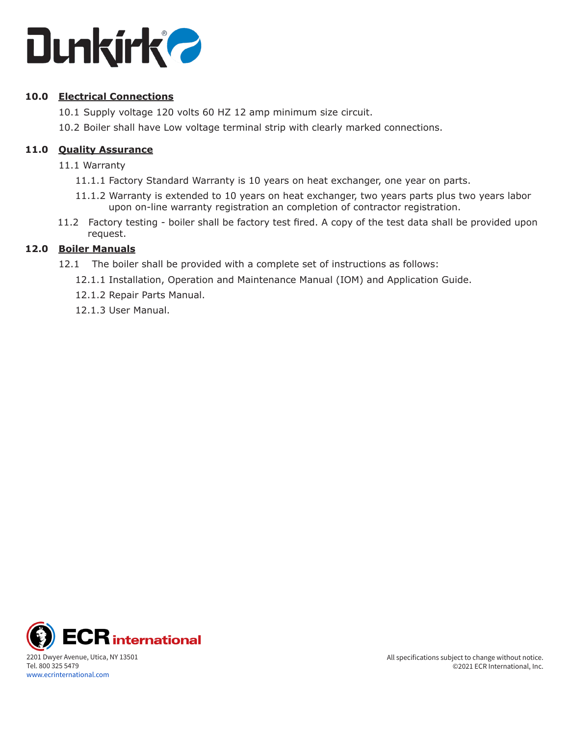## 10.0 Electrical Connections

10.1 Supply voltage 120 volts 60 HZ 12 amp minimum size circuit.

10.2 Boiler shall have Low voltage terminal strip with clearly marked connections.

## 11.0 Quality Assurance

11.1 Warranty

11.1.1 Factory Standard Warranty is 10 years on heat exchanger, one year on parts.

11.1.2 Warranty is extended to 10 years on heat exchanger, two years parts plus two years labor upon on-line warranty registration an completion of contractor registration.

11.2 Factory testing - boiler shall be factory test fired. A copy of the test data shall be provided upon request.

## 12.0 Boiler Manuals

12.1 The boiler shall be provided with a complete set of instructions as follows:

12.1.1 Installation, Operation and Maintenance Manual (IOM) and Application Guide.

12.1.2 Repair Parts Manual.

12.1.3 User Manual.

2201 Dwyer Avenue, Utica, NY 13501
Tel. 800 325 5479
www.ecrinternational.com

All specifications subject to change without notice.
©2021 ECR International, Inc.